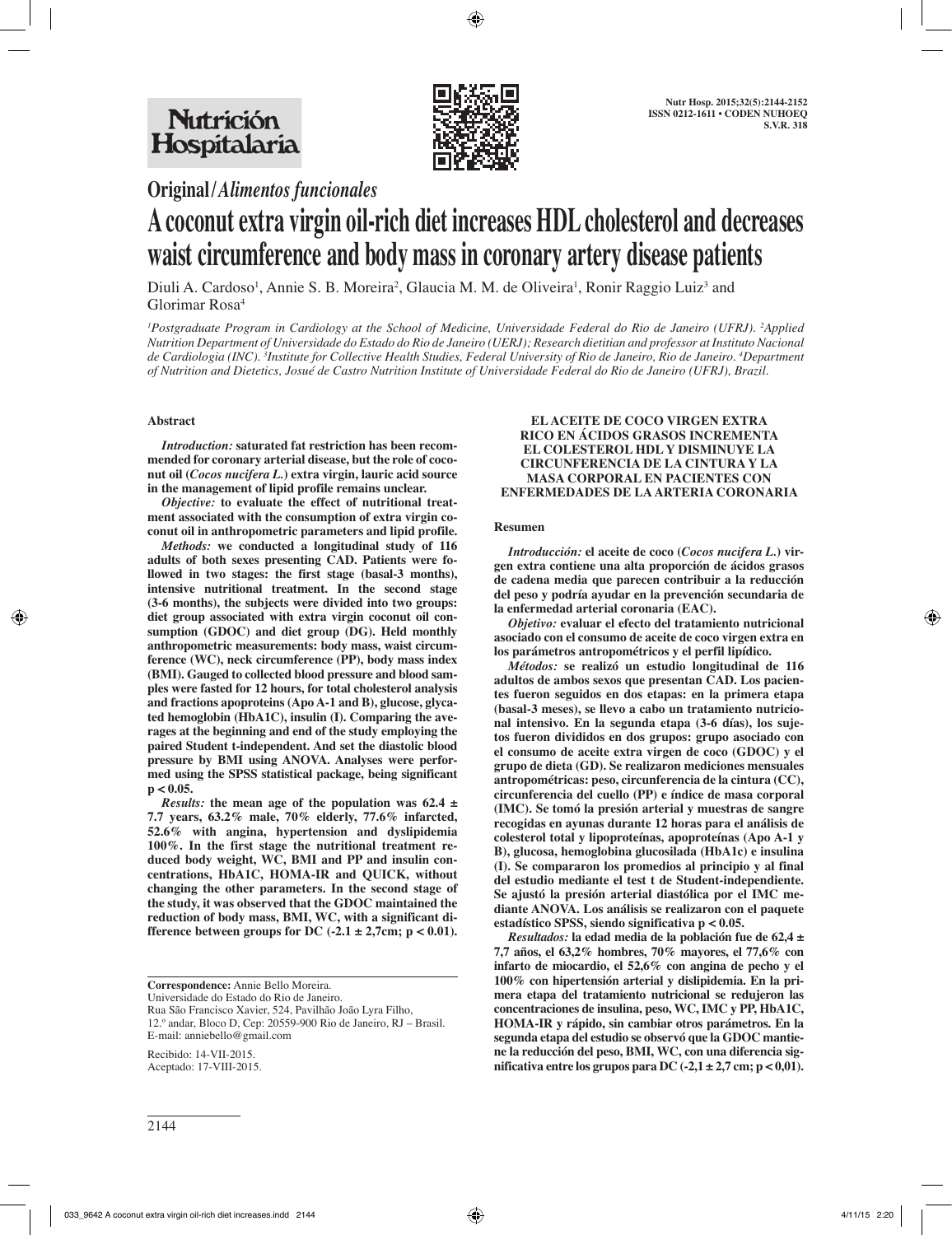**Original/*Alimentos funcionales***

# A coconut extra virgin oil-rich diet increases HDL cholesterol and decreases waist circumference and body mass in coronary artery disease patients

Diuli A. Cardoso[1], Annie S. B. Moreira[2], Glaucia M. M. de Oliveira[1], Ronir Raggio Luiz[3] and Glorimar Rosa[4]

*[1]Postgraduate Program in Cardiology at the School of Medicine, Universidade Federal do Rio de Janeiro (UFRJ). [2]Applied Nutrition Department of Universidade do Estado do Rio de Janeiro (UERJ); Research dietitian and professor at Instituto Nacional de Cardiologia (INC). [3]Institute for Collective Health Studies, Federal University of Rio de Janeiro, Rio de Janeiro. [4]Department of Nutrition and Dietetics, Josué de Castro Nutrition Institute of Universidade Federal do Rio de Janeiro (UFRJ), Brazil.*

## Abstract

***Introduction:*** **saturated fat restriction has been recommended for coronary arterial disease, but the role of coconut oil (*Cocos nucifera L.*) extra virgin, lauric acid source in the management of lipid profile remains unclear.**

***Objective:*** **to evaluate the effect of nutritional treatment associated with the consumption of extra virgin coconut oil in anthropometric parameters and lipid profile.**

***Methods:*** **we conducted a longitudinal study of 116 adults of both sexes presenting CAD. Patients were followed in two stages: the first stage (basal-3 months), intensive nutritional treatment. In the second stage (3-6 months), the subjects were divided into two groups: diet group associated with extra virgin coconut oil consumption (GDOC) and diet group (DG). Held monthly anthropometric measurements: body mass, waist circumference (WC), neck circumference (PP), body mass index (BMI). Gauged to collected blood pressure and blood samples were fasted for 12 hours, for total cholesterol analysis and fractions apoproteins (Apo A-1 and B), glucose, glycated hemoglobin (HbA1C), insulin (I). Comparing the averages at the beginning and end of the study employing the paired Student t-independent. And set the diastolic blood pressure by BMI using ANOVA. Analyses were performed using the SPSS statistical package, being significant $p < 0.05$.**

***Results:*** **the mean age of the population was $62.4 \pm 7.7$ years, 63.2% male, 70% elderly, 77.6% infarcted, 52.6% with angina, hypertension and dyslipidemia 100%. In the first stage the nutritional treatment reduced body weight, WC, BMI and PP and insulin concentrations, HbA1C, HOMA-IR and QUICK, without changing the other parameters. In the second stage of the study, it was observed that the GDOC maintained the reduction of body mass, BMI, WC, with a significant difference between groups for DC ($-2.1 \pm 2.7$cm; $p < 0.01$).**

**Correspondence:** Annie Bello Moreira.
Universidade do Estado do Rio de Janeiro.
Rua São Francisco Xavier, 524, Pavilhão João Lyra Filho,
12.º andar, Bloco D, Cep: 20559-900 Rio de Janeiro, RJ – Brasil.
E-mail: anniebello@gmail.com

Recibido: 14-VII-2015.
Aceptado: 17-VIII-2015.

**EL ACEITE DE COCO VIRGEN EXTRA RICO EN ÁCIDOS GRASOS INCREMENTA EL COLESTEROL HDL Y DISMINUYE LA CIRCUNFERENCIA DE LA CINTURA Y LA MASA CORPORAL EN PACIENTES CON ENFERMEDADES DE LA ARTERIA CORONARIA**

## Resumen

***Introducción:*** **el aceite de coco (*Cocos nucifera L.*) virgen extra contiene una alta proporción de ácidos grasos de cadena media que parecen contribuir a la reducción del peso y podría ayudar en la prevención secundaria de la enfermedad arterial coronaria (EAC).**

***Objetivo:*** **evaluar el efecto del tratamiento nutricional asociado con el consumo de aceite de coco virgen extra en los parámetros antropométricos y el perfil lipídico.**

***Métodos:*** **se realizó un estudio longitudinal de 116 adultos de ambos sexos que presentan CAD. Los pacientes fueron seguidos en dos etapas: en la primera etapa (basal-3 meses), se llevo a cabo un tratamiento nutricional intensivo. En la segunda etapa (3-6 días), los sujetos fueron divididos en dos grupos: grupo asociado con el consumo de aceite extra virgen de coco (GDOC) y el grupo de dieta (GD). Se realizaron mediciones mensuales antropométricas: peso, circunferencia de la cintura (CC), circunferencia del cuello (PP) e índice de masa corporal (IMC). Se tomó la presión arterial y muestras de sangre recogidas en ayunas durante 12 horas para el análisis de colesterol total y lipoproteínas, apoproteínas (Apo A-1 y B), glucosa, hemoglobina glucosilada (HbA1c) e insulina (I). Se compararon los promedios al principio y al final del estudio mediante el test t de Student-independiente. Se ajustó la presión arterial diastólica por el IMC mediante ANOVA. Los análisis se realizaron con el paquete estadístico SPSS, siendo significativa $p < 0.05$.**

***Resultados:*** **la edad media de la población fue de $62,4 \pm 7,7$ años, el 63,2% hombres, 70% mayores, el 77,6% con infarto de miocardio, el 52,6% con angina de pecho y el 100% con hipertensión arterial y dislipidemia. En la primera etapa del tratamiento nutricional se redujeron las concentraciones de insulina, peso, WC, IMC y PP, HbA1C, HOMA-IR y rápido, sin cambiar otros parámetros. En la segunda etapa del estudio se observó que la GDOC mantiene la reducción del peso, BMI, WC, con una diferencia significativa entre los grupos para DC ($-2,1 \pm 2,7$ cm; $p < 0,01$).**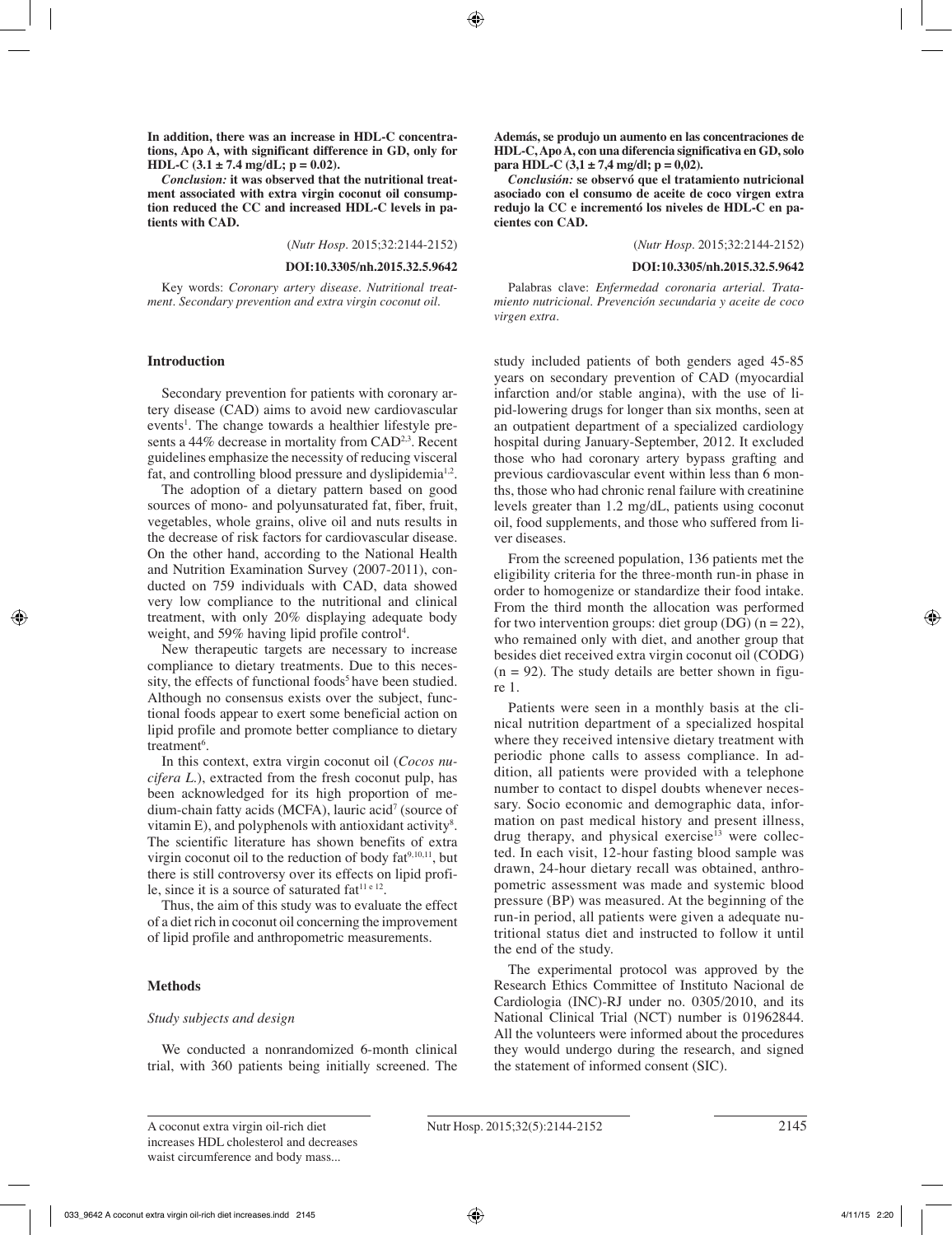**In addition, there was an increase in HDL-C concentrations, Apo A, with significant difference in GD, only for HDL-C (3.1 ± 7.4 mg/dL; p = 0.02).**

***Conclusion:*** **it was observed that the nutritional treatment associated with extra virgin coconut oil consumption reduced the CC and increased HDL-C levels in patients with CAD.**

(*Nutr Hosp*. 2015;32:2144-2152)

**DOI:10.3305/nh.2015.32.5.9642**

Key words: *Coronary artery disease. Nutritional treatment. Secondary prevention and extra virgin coconut oil.*

**Además, se produjo un aumento en las concentraciones de HDL-C, Apo A, con una diferencia significativa en GD, solo para HDL-C (3,1 ± 7,4 mg/dl; p = 0,02).**

***Conclusión:*** **se observó que el tratamiento nutricional asociado con el consumo de aceite de coco virgen extra redujo la CC e incrementó los niveles de HDL-C en pacientes con CAD.**

(*Nutr Hosp*. 2015;32:2144-2152)

**DOI:10.3305/nh.2015.32.5.9642**

Palabras clave: *Enfermedad coronaria arterial. Tratamiento nutricional. Prevención secundaria y aceite de coco virgen extra.*

## Introduction

Secondary prevention for patients with coronary artery disease (CAD) aims to avoid new cardiovascular events[1]. The change towards a healthier lifestyle presents a 44% decrease in mortality from CAD[2,3]. Recent guidelines emphasize the necessity of reducing visceral fat, and controlling blood pressure and dyslipidemia[1,2].

The adoption of a dietary pattern based on good sources of mono- and polyunsaturated fat, fiber, fruit, vegetables, whole grains, olive oil and nuts results in the decrease of risk factors for cardiovascular disease. On the other hand, according to the National Health and Nutrition Examination Survey (2007-2011), conducted on 759 individuals with CAD, data showed very low compliance to the nutritional and clinical treatment, with only 20% displaying adequate body weight, and 59% having lipid profile control[4].

New therapeutic targets are necessary to increase compliance to dietary treatments. Due to this necessity, the effects of functional foods[5] have been studied. Although no consensus exists over the subject, functional foods appear to exert some beneficial action on lipid profile and promote better compliance to dietary treatment[6].

In this context, extra virgin coconut oil (*Cocos nucifera L.*), extracted from the fresh coconut pulp, has been acknowledged for its high proportion of medium-chain fatty acids (MCFA), lauric acid[7] (source of vitamin E), and polyphenols with antioxidant activity[8]. The scientific literature has shown benefits of extra virgin coconut oil to the reduction of body fat[9,10,11], but there is still controversy over its effects on lipid profile, since it is a source of saturated fat[11 e 12].

Thus, the aim of this study was to evaluate the effect of a diet rich in coconut oil concerning the improvement of lipid profile and anthropometric measurements.

## Methods

### *Study subjects and design*

We conducted a nonrandomized 6-month clinical trial, with 360 patients being initially screened. The study included patients of both genders aged 45-85 years on secondary prevention of CAD (myocardial infarction and/or stable angina), with the use of lipid-lowering drugs for longer than six months, seen at an outpatient department of a specialized cardiology hospital during January-September, 2012. It excluded those who had coronary artery bypass grafting and previous cardiovascular event within less than 6 months, those who had chronic renal failure with creatinine levels greater than 1.2 mg/dL, patients using coconut oil, food supplements, and those who suffered from liver diseases.

From the screened population, 136 patients met the eligibility criteria for the three-month run-in phase in order to homogenize or standardize their food intake. From the third month the allocation was performed for two intervention groups: diet group (DG) (n = 22), who remained only with diet, and another group that besides diet received extra virgin coconut oil (CODG) (n = 92). The study details are better shown in figure 1.

Patients were seen in a monthly basis at the clinical nutrition department of a specialized hospital where they received intensive dietary treatment with periodic phone calls to assess compliance. In addition, all patients were provided with a telephone number to contact to dispel doubts whenever necessary. Socio economic and demographic data, information on past medical history and present illness, drug therapy, and physical exercise[13] were collected. In each visit, 12-hour fasting blood sample was drawn, 24-hour dietary recall was obtained, anthropometric assessment was made and systemic blood pressure (BP) was measured. At the beginning of the run-in period, all patients were given a adequate nutritional status diet and instructed to follow it until the end of the study.

The experimental protocol was approved by the Research Ethics Committee of Instituto Nacional de Cardiologia (INC)-RJ under no. 0305/2010, and its National Clinical Trial (NCT) number is 01962844. All the volunteers were informed about the procedures they would undergo during the research, and signed the statement of informed consent (SIC).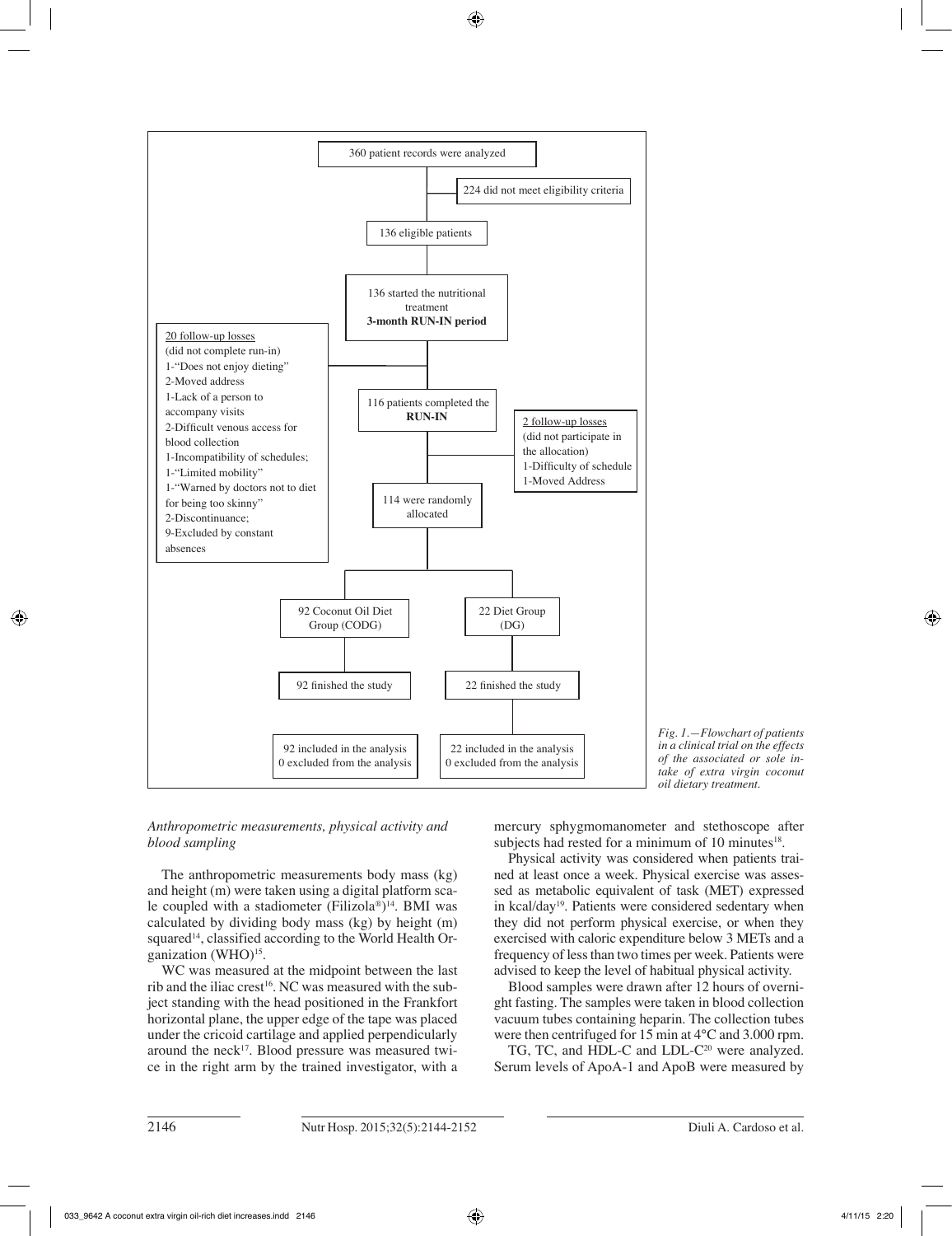360 patient records were analyzed

224 did not meet eligibility criteria

136 eligible patients

136 started the nutritional treatment
**3-month RUN-IN period**

20 follow-up losses
(did not complete run-in)
1-"Does not enjoy dieting"
2-Moved address
1-Lack of a person to accompany visits
2-Difficult venous access for blood collection
1-Incompatibility of schedules;
1-"Limited mobility"
1-"Warned by doctors not to diet for being too skinny"
2-Discontinuance;
9-Excluded by constant absences

116 patients completed the **RUN-IN**

2 follow-up losses
(did not participate in the allocation)
1-Difficulty of schedule
1-Moved Address

114 were randomly allocated

| 92 Coconut Oil Diet Group (CODG) | 22 Diet Group (DG) |
|---|---|
| 92 finished the study | 22 finished the study |
| 92 included in the analysis<br>0 excluded from the analysis | 22 included in the analysis<br>0 excluded from the analysis |

*Fig. 1.—Flowchart of patients in a clinical trial on the effects of the associated or sole intake of extra virgin coconut oil dietary treatment.*

### *Anthropometric measurements, physical activity and blood sampling*

The anthropometric measurements body mass (kg) and height (m) were taken using a digital platform scale coupled with a stadiometer (Filizola®)[14]. BMI was calculated by dividing body mass (kg) by height (m) squared[14], classified according to the World Health Organization (WHO)[15].

WC was measured at the midpoint between the last rib and the iliac crest[16]. NC was measured with the subject standing with the head positioned in the Frankfort horizontal plane, the upper edge of the tape was placed under the cricoid cartilage and applied perpendicularly around the neck[17]. Blood pressure was measured twice in the right arm by the trained investigator, with a mercury sphygmomanometer and stethoscope after subjects had rested for a minimum of 10 minutes[18].

Physical activity was considered when patients trained at least once a week. Physical exercise was assessed as metabolic equivalent of task (MET) expressed in kcal/day[19]. Patients were considered sedentary when they did not perform physical exercise, or when they exercised with caloric expenditure below 3 METs and a frequency of less than two times per week. Patients were advised to keep the level of habitual physical activity.

Blood samples were drawn after 12 hours of overnight fasting. The samples were taken in blood collection vacuum tubes containing heparin. The collection tubes were then centrifuged for 15 min at 4°C and 3.000 rpm.

TG, TC, and HDL-C and LDL-C[20] were analyzed. Serum levels of ApoA-1 and ApoB were measured by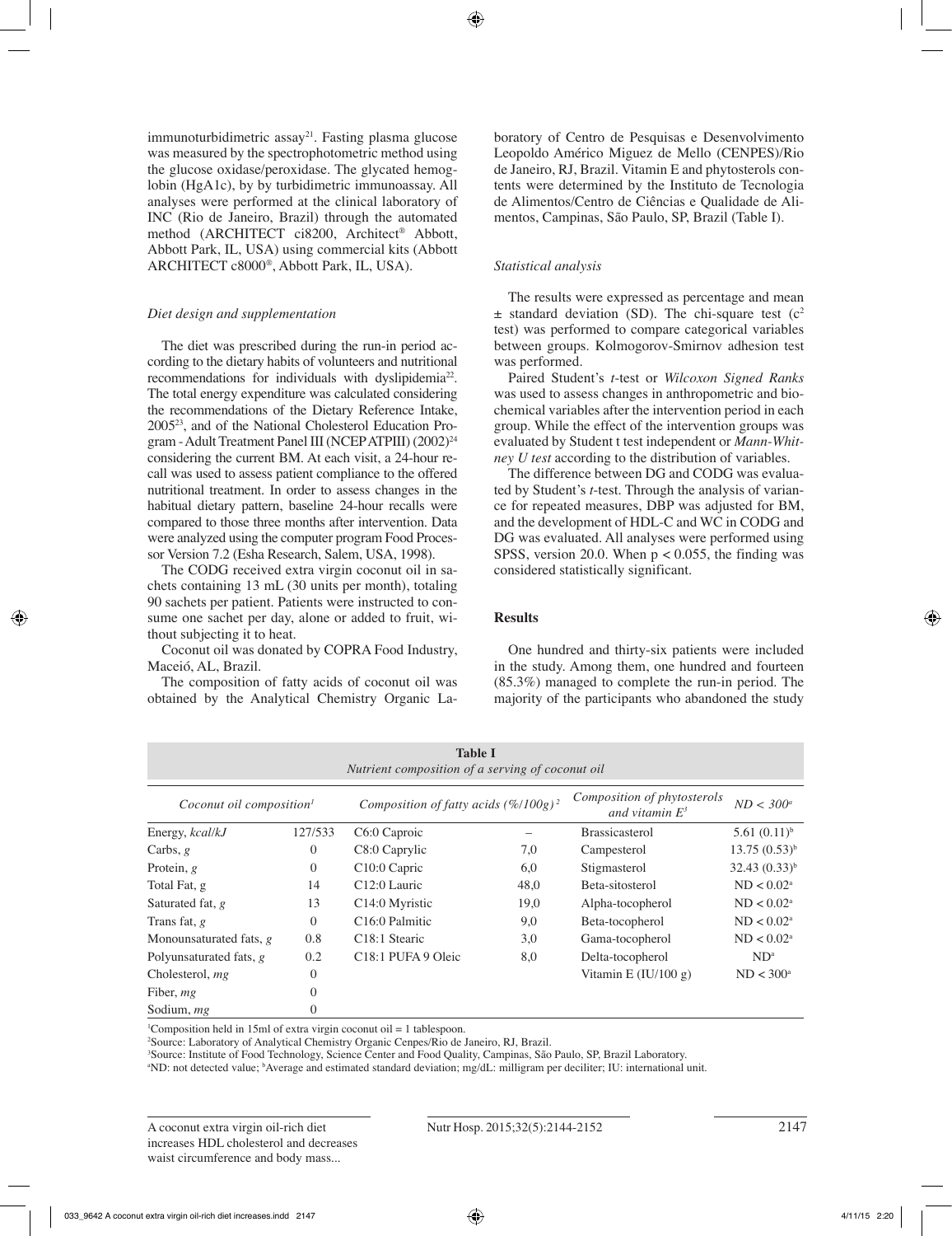immunoturbidimetric assay[21]. Fasting plasma glucose was measured by the spectrophotometric method using the glucose oxidase/peroxidase. The glycated hemoglobin (HgA1c), by by turbidimetric immunoassay. All analyses were performed at the clinical laboratory of INC (Rio de Janeiro, Brazil) through the automated method (ARCHITECT ci8200, Architect® Abbott, Abbott Park, IL, USA) using commercial kits (Abbott ARCHITECT c8000®, Abbott Park, IL, USA).

### *Diet design and supplementation*

The diet was prescribed during the run-in period according to the dietary habits of volunteers and nutritional recommendations for individuals with dyslipidemia[22]. The total energy expenditure was calculated considering the recommendations of the Dietary Reference Intake, 2005[23], and of the National Cholesterol Education Program - Adult Treatment Panel III (NCEP ATPIII) (2002)[24] considering the current BM. At each visit, a 24-hour recall was used to assess patient compliance to the offered nutritional treatment. In order to assess changes in the habitual dietary pattern, baseline 24-hour recalls were compared to those three months after intervention. Data were analyzed using the computer program Food Processor Version 7.2 (Esha Research, Salem, USA, 1998).

The CODG received extra virgin coconut oil in sachets containing 13 mL (30 units per month), totaling 90 sachets per patient. Patients were instructed to consume one sachet per day, alone or added to fruit, without subjecting it to heat.

Coconut oil was donated by COPRA Food Industry, Maceió, AL, Brazil.

The composition of fatty acids of coconut oil was obtained by the Analytical Chemistry Organic Laboratory of Centro de Pesquisas e Desenvolvimento Leopoldo Américo Miguez de Mello (CENPES)/Rio de Janeiro, RJ, Brazil. Vitamin E and phytosterols contents were determined by the Instituto de Tecnologia de Alimentos/Centro de Ciências e Qualidade de Alimentos, Campinas, São Paulo, SP, Brazil (Table I).

### *Statistical analysis*

The results were expressed as percentage and mean ± standard deviation (SD). The chi-square test ($c^2$ test) was performed to compare categorical variables between groups. Kolmogorov-Smirnov adhesion test was performed.

Paired Student's *t*-test or *Wilcoxon Signed Ranks* was used to assess changes in anthropometric and biochemical variables after the intervention period in each group. While the effect of the intervention groups was evaluated by Student t test independent or *Mann-Whitney U test* according to the distribution of variables.

The difference between DG and CODG was evaluated by Student's *t*-test. Through the analysis of variance for repeated measures, DBP was adjusted for BM, and the development of HDL-C and WC in CODG and DG was evaluated. All analyses were performed using SPSS, version 20.0. When $p < 0.055$, the finding was considered statistically significant.

## Results

One hundred and thirty-six patients were included in the study. Among them, one hundred and fourteen (85.3%) managed to complete the run-in period. The majority of the participants who abandoned the study

**Table I**
*Nutrient composition of a serving of coconut oil*

| *Coconut oil composition[1]* | | *Composition of fatty acids (%/100g)[2]* | | *Composition of phytosterols and vitamin E[3]* | *ND < 300[a]* |
|---|---|---|---|---|---|
| Energy, *kcal/kJ* | 127/533 | C6:0 Caproic | – | Brassicasterol | 5.61 (0.11)[b] |
| Carbs, *g* | 0 | C8:0 Caprylic | 7,0 | Campesterol | 13.75 (0.53)[b] |
| Protein, *g* | 0 | C10:0 Capric | 6,0 | Stigmasterol | 32.43 (0.33)[b] |
| Total Fat, g | 14 | C12:0 Lauric | 48,0 | Beta-sitosterol | ND < 0.02[a] |
| Saturated fat, *g* | 13 | C14:0 Myristic | 19,0 | Alpha-tocopherol | ND < 0.02[a] |
| Trans fat, *g* | 0 | C16:0 Palmitic | 9,0 | Beta-tocopherol | ND < 0.02[a] |
| Monounsaturated fats, *g* | 0.8 | C18:1 Stearic | 3,0 | Gama-tocopherol | ND < 0.02[a] |
| Polyunsaturated fats, *g* | 0.2 | C18:1 PUFA 9 Oleic | 8,0 | Delta-tocopherol | ND[a] |
| Cholesterol, *mg* | 0 | | | Vitamin E (IU/100 g) | ND < 300[a] |
| Fiber, *mg* | 0 | | | | |
| Sodium, *mg* | 0 | | | | |

[1]Composition held in 15ml of extra virgin coconut oil = 1 tablespoon.
[2]Source: Laboratory of Analytical Chemistry Organic Cenpes/Rio de Janeiro, RJ, Brazil.
[3]Source: Institute of Food Technology, Science Center and Food Quality, Campinas, São Paulo, SP, Brazil Laboratory.
[a]ND: not detected value; [b]Average and estimated standard deviation; mg/dL: milligram per deciliter; IU: international unit.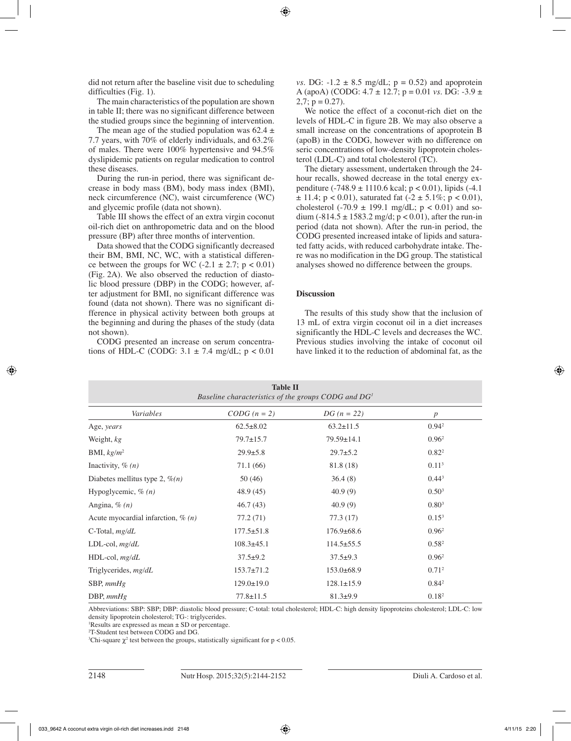did not return after the baseline visit due to scheduling difficulties (Fig. 1).

The main characteristics of the population are shown in table II; there was no significant difference between the studied groups since the beginning of intervention.

The mean age of the studied population was 62.4 ± 7.7 years, with 70% of elderly individuals, and 63.2% of males. There were 100% hypertensive and 94.5% dyslipidemic patients on regular medication to control these diseases.

During the run-in period, there was significant decrease in body mass (BM), body mass index (BMI), neck circumference (NC), waist circumference (WC) and glycemic profile (data not shown).

Table III shows the effect of an extra virgin coconut oil-rich diet on anthropometric data and on the blood pressure (BP) after three months of intervention.

Data showed that the CODG significantly decreased their BM, BMI, NC, WC, with a statistical difference between the groups for WC (-2.1 ± 2.7; $p < 0.01$) (Fig. 2A). We also observed the reduction of diastolic blood pressure (DBP) in the CODG; however, after adjustment for BMI, no significant difference was found (data not shown). There was no significant difference in physical activity between both groups at the beginning and during the phases of the study (data not shown).

CODG presented an increase on serum concentrations of HDL-C (CODG: 3.1 ± 7.4 mg/dL; $p < 0.01$ *vs.* DG: -1.2 ± 8.5 mg/dL; $p = 0.52$) and apoprotein A (apoA) (CODG: 4.7 ± 12.7; $p = 0.01$ *vs.* DG: -3.9 ± 2,7; $p = 0.27$).

We notice the effect of a coconut-rich diet on the levels of HDL-C in figure 2B. We may also observe a small increase on the concentrations of apoprotein B (apoB) in the CODG, however with no difference on seric concentrations of low-density lipoprotein cholesterol (LDL-C) and total cholesterol (TC).

The dietary assessment, undertaken through the 24-hour recalls, showed decrease in the total energy expenditure (-748.9 ± 1110.6 kcal; $p < 0.01$), lipids (-4.1 ± 11.4; $p < 0.01$), saturated fat (-2 ± 5.1%; $p < 0.01$), cholesterol (-70.9 ± 199.1 mg/dL; $p < 0.01$) and sodium (-814.5 ± 1583.2 mg/d; $p < 0.01$), after the run-in period (data not shown). After the run-in period, the CODG presented increased intake of lipids and saturated fatty acids, with reduced carbohydrate intake. There was no modification in the DG group. The statistical analyses showed no difference between the groups.

## Discussion

The results of this study show that the inclusion of 13 mL of extra virgin coconut oil in a diet increases significantly the HDL-C levels and decreases the WC. Previous studies involving the intake of coconut oil have linked it to the reduction of abdominal fat, as the

**Table II**
*Baseline characteristics of the groups CODG and DG*[1]

| *Variables* | *CODG (n = 2)* | *DG (n = 22)* | *p* |
|---|---|---|---|
| Age, *years* | 62.5±8.02 | 63.2±11.5 | 0.94[2] |
| Weight, *kg* | 79.7±15.7 | 79.59±14.1 | 0.96[2] |
| BMI, *kg/m*$^2$ | 29.9±5.8 | 29.7±5.2 | 0.82[2] |
| Inactivity, *% (n)* | 71.1 (66) | 81.8 (18) | 0.11[3] |
| Diabetes mellitus type 2, *%(n)* | 50 (46) | 36.4 (8) | 0.44[3] |
| Hypoglycemic, *% (n)* | 48.9 (45) | 40.9 (9) | 0.50[3] |
| Angina, *% (n)* | 46.7 (43) | 40.9 (9) | 0.80[3] |
| Acute myocardial infarction, *% (n)* | 77.2 (71) | 77.3 (17) | 0.15[3] |
| C-Total, *mg/dL* | 177.5±51.8 | 176.9±68.6 | 0.96[2] |
| LDL-col, *mg/dL* | 108.3±45.1 | 114.5±55.5 | 0.58[2] |
| HDL-col, *mg/dL* | 37.5±9.2 | 37.5±9.3 | 0.96[2] |
| Triglycerides, *mg/dL* | 153.7±71.2 | 153.0±68.9 | 0.71[2] |
| SBP, *mmHg* | 129.0±19.0 | 128.1±15.9 | 0.84[2] |
| DBP, *mmHg* | 77.8±11.5 | 81.3±9.9 | 0.18[2] |

Abbreviations: SBP: SBP; DBP: diastolic blood pressure; C-total: total cholesterol; HDL-C: high density lipoproteins cholesterol; LDL-C: low density lipoprotein cholesterol; TG-: triglycerides.
[1]Results are expressed as mean ± SD or percentage.
[2]T-Student test between CODG and DG.
[3]Chi-square $\chi^2$ test between the groups, statistically significant for $p < 0.05$.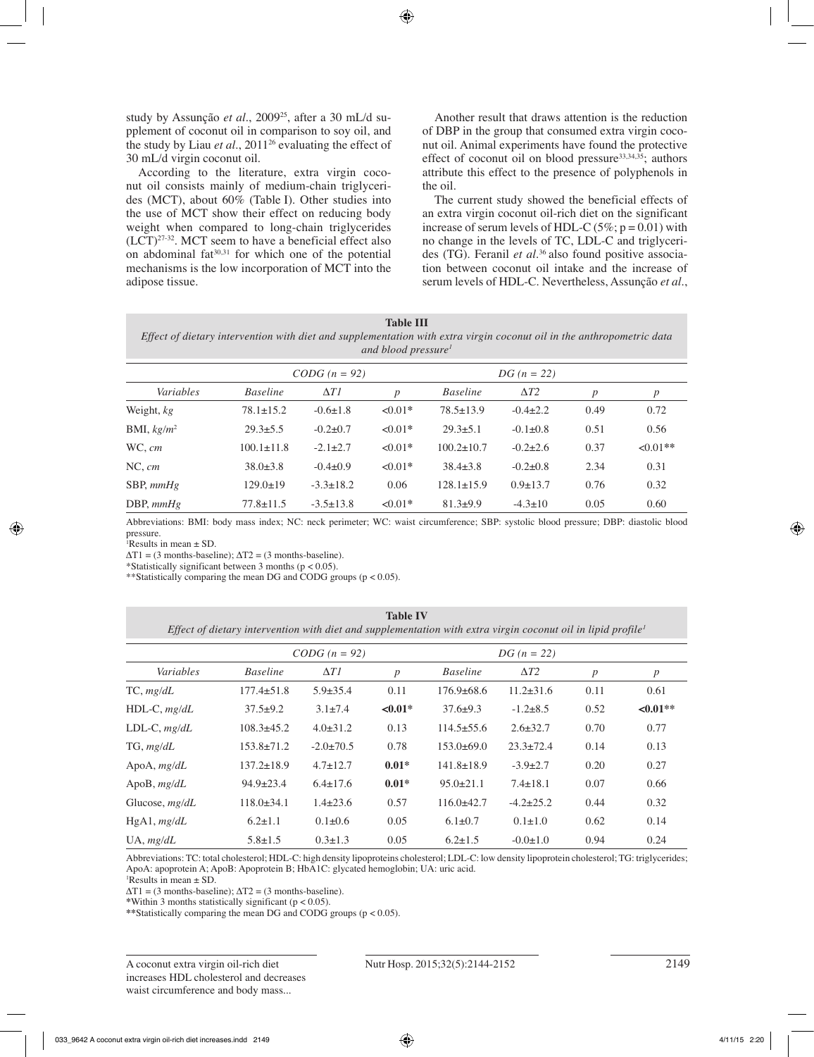study by Assunção *et al*., 2009[25], after a 30 mL/d supplement of coconut oil in comparison to soy oil, and the study by Liau *et al*., 2011[26] evaluating the effect of 30 mL/d virgin coconut oil.

According to the literature, extra virgin coconut oil consists mainly of medium-chain triglycerides (MCT), about 60% (Table I). Other studies into the use of MCT show their effect on reducing body weight when compared to long-chain triglycerides (LCT)[27-32]. MCT seem to have a beneficial effect also on abdominal fat[30,31] for which one of the potential mechanisms is the low incorporation of MCT into the adipose tissue.

Another result that draws attention is the reduction of DBP in the group that consumed extra virgin coconut oil. Animal experiments have found the protective effect of coconut oil on blood pressure[33,34,35]; authors attribute this effect to the presence of polyphenols in the oil.

The current study showed the beneficial effects of an extra virgin coconut oil-rich diet on the significant increase of serum levels of HDL-C (5%; p = 0.01) with no change in the levels of TC, LDL-C and triglycerides (TG). Feranil *et al*.[36] also found positive association between coconut oil intake and the increase of serum levels of HDL-C. Nevertheless, Assunção *et al*.,

**Table III**
*Effect of dietary intervention with diet and supplementation with extra virgin coconut oil in the anthropometric data and blood pressure*[1]

| | CODG (n = 92) | | | DG (n = 22) | | | |
|---|---|---|---|---|---|---|---|
| *Variables* | *Baseline* | *ΔT1* | *p* | *Baseline* | *ΔT2* | *p* | *p* |
| Weight, *kg* | 78.1±15.2 | -0.6±1.8 | <0.01* | 78.5±13.9 | -0.4±2.2 | 0.49 | 0.72 |
| BMI, *kg/m²* | 29.3±5.5 | -0.2±0.7 | <0.01* | 29.3±5.1 | -0.1±0.8 | 0.51 | 0.56 |
| WC, *cm* | 100.1±11.8 | -2.1±2.7 | <0.01* | 100.2±10.7 | -0.2±2.6 | 0.37 | <0.01** |
| NC, *cm* | 38.0±3.8 | -0.4±0.9 | <0.01* | 38.4±3.8 | -0.2±0.8 | 2.34 | 0.31 |
| SBP, *mmHg* | 129.0±19 | -3.3±18.2 | 0.06 | 128.1±15.9 | 0.9±13.7 | 0.76 | 0.32 |
| DBP, *mmHg* | 77.8±11.5 | -3.5±13.8 | <0.01* | 81.3±9.9 | -4.3±10 | 0.05 | 0.60 |

Abbreviations: BMI: body mass index; NC: neck perimeter; WC: waist circumference; SBP: systolic blood pressure; DBP: diastolic blood pressure.
[1]Results in mean ± SD.
ΔT1 = (3 months-baseline); ΔT2 = (3 months-baseline).
*Statistically significant between 3 months ($p < 0.05$).
**Statistically comparing the mean DG and CODG groups ($p < 0.05$).

**Table IV**
*Effect of dietary intervention with diet and supplementation with extra virgin coconut oil in lipid profile*[1]

| | CODG (n = 92) | | | DG (n = 22) | | | |
|---|---|---|---|---|---|---|---|
| *Variables* | *Baseline* | *ΔT1* | *p* | *Baseline* | *ΔT2* | *p* | *p* |
| TC, *mg/dL* | 177.4±51.8 | 5.9±35.4 | 0.11 | 176.9±68.6 | 11.2±31.6 | 0.11 | 0.61 |
| HDL-C, *mg/dL* | 37.5±9.2 | 3.1±7.4 | **<0.01*** | 37.6±9.3 | -1.2±8.5 | 0.52 | **<0.01**** |
| LDL-C, *mg/dL* | 108.3±45.2 | 4.0±31.2 | 0.13 | 114.5±55.6 | 2.6±32.7 | 0.70 | 0.77 |
| TG, *mg/dL* | 153.8±71.2 | -2.0±70.5 | 0.78 | 153.0±69.0 | 23.3±72.4 | 0.14 | 0.13 |
| ApoA, *mg/dL* | 137.2±18.9 | 4.7±12.7 | **0.01*** | 141.8±18.9 | -3.9±2.7 | 0.20 | 0.27 |
| ApoB, *mg/dL* | 94.9±23.4 | 6.4±17.6 | **0.01*** | 95.0±21.1 | 7.4±18.1 | 0.07 | 0.66 |
| Glucose, *mg/dL* | 118.0±34.1 | 1.4±23.6 | 0.57 | 116.0±42.7 | -4.2±25.2 | 0.44 | 0.32 |
| HgA1, *mg/dL* | 6.2±1.1 | 0.1±0.6 | 0.05 | 6.1±0.7 | 0.1±1.0 | 0.62 | 0.14 |
| UA, *mg/dL* | 5.8±1.5 | 0.3±1.3 | 0.05 | 6.2±1.5 | -0.0±1.0 | 0.94 | 0.24 |

Abbreviations: TC: total cholesterol; HDL-C: high density lipoproteins cholesterol; LDL-C: low density lipoprotein cholesterol; TG: triglycerides; ApoA: apoprotein A; ApoB: Apoprotein B; HbA1C: glycated hemoglobin; UA: uric acid.
[1]Results in mean ± SD.
ΔT1 = (3 months-baseline); ΔT2 = (3 months-baseline).
*Within 3 months statistically significant ($p < 0.05$).
**Statistically comparing the mean DG and CODG groups ($p < 0.05$).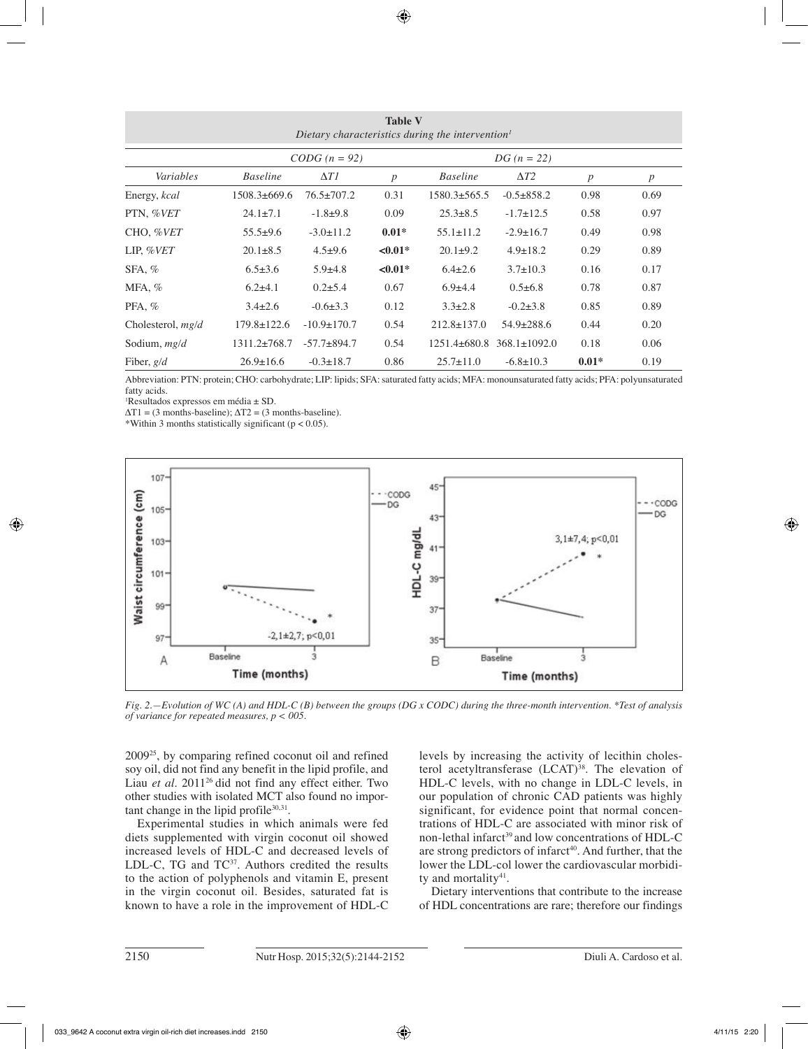**Table V**
*Dietary characteristics during the intervention[1]*

| | CODG (n = 92) | | | DG (n = 22) | | | |
|---|---|---|---|---|---|---|---|
| *Variables* | *Baseline* | *ΔT1* | *p* | *Baseline* | *ΔT2* | *p* | *p* |
| Energy, *kcal* | 1508.3±669.6 | 76.5±707.2 | 0.31 | 1580.3±565.5 | -0.5±858.2 | 0.98 | 0.69 |
| PTN, *%VET* | 24.1±7.1 | -1.8±9.8 | 0.09 | 25.3±8.5 | -1.7±12.5 | 0.58 | 0.97 |
| CHO, *%VET* | 55.5±9.6 | -3.0±11.2 | **0.01*** | 55.1±11.2 | -2.9±16.7 | 0.49 | 0.98 |
| LIP, *%VET* | 20.1±8.5 | 4.5±9.6 | **<0.01*** | 20.1±9.2 | 4.9±18.2 | 0.29 | 0.89 |
| SFA, % | 6.5±3.6 | 5.9±4.8 | **<0.01*** | 6.4±2.6 | 3.7±10.3 | 0.16 | 0.17 |
| MFA, % | 6.2±4.1 | 0.2±5.4 | 0.67 | 6.9±4.4 | 0.5±6.8 | 0.78 | 0.87 |
| PFA, % | 3.4±2.6 | -0.6±3.3 | 0.12 | 3.3±2.8 | -0.2±3.8 | 0.85 | 0.89 |
| Cholesterol, *mg/d* | 179.8±122.6 | -10.9±170.7 | 0.54 | 212.8±137.0 | 54.9±288.6 | 0.44 | 0.20 |
| Sodium, *mg/d* | 1311.2±768.7 | -57.7±894.7 | 0.54 | 1251.4±680.8 | 368.1±1092.0 | 0.18 | 0.06 |
| Fiber, *g/d* | 26.9±16.6 | -0.3±18.7 | 0.86 | 25.7±11.0 | -6.8±10.3 | **0.01*** | 0.19 |

Abbreviation: PTN: protein; CHO: carbohydrate; LIP: lipids; SFA: saturated fatty acids; MFA: monounsaturated fatty acids; PFA: polyunsaturated fatty acids.
[1]Resultados expressos em média ± SD.
ΔT1 = (3 months-baseline); ΔT2 = (3 months-baseline).
*Within 3 months statistically significant ($p < 0.05$).

*Fig. 2.—Evolution of WC (A) and HDL-C (B) between the groups (DG x CODC) during the three-month intervention. *Test of analysis of variance for repeated measures, p < 005.*

2009[25], by comparing refined coconut oil and refined soy oil, did not find any benefit in the lipid profile, and Liau *et al*. 2011[26] did not find any effect either. Two other studies with isolated MCT also found no important change in the lipid profile[30,31].

Experimental studies in which animals were fed diets supplemented with virgin coconut oil showed increased levels of HDL-C and decreased levels of LDL-C, TG and TC[37]. Authors credited the results to the action of polyphenols and vitamin E, present in the virgin coconut oil. Besides, saturated fat is known to have a role in the improvement of HDL-C levels by increasing the activity of lecithin cholesterol acetyltransferase (LCAT)[38]. The elevation of HDL-C levels, with no change in LDL-C levels, in our population of chronic CAD patients was highly significant, for evidence point that normal concentrations of HDL-C are associated with minor risk of non-lethal infarct[39] and low concentrations of HDL-C are strong predictors of infarct[40]. And further, that the lower the LDL-col lower the cardiovascular morbidity and mortality[41].

Dietary interventions that contribute to the increase of HDL concentrations are rare; therefore our findings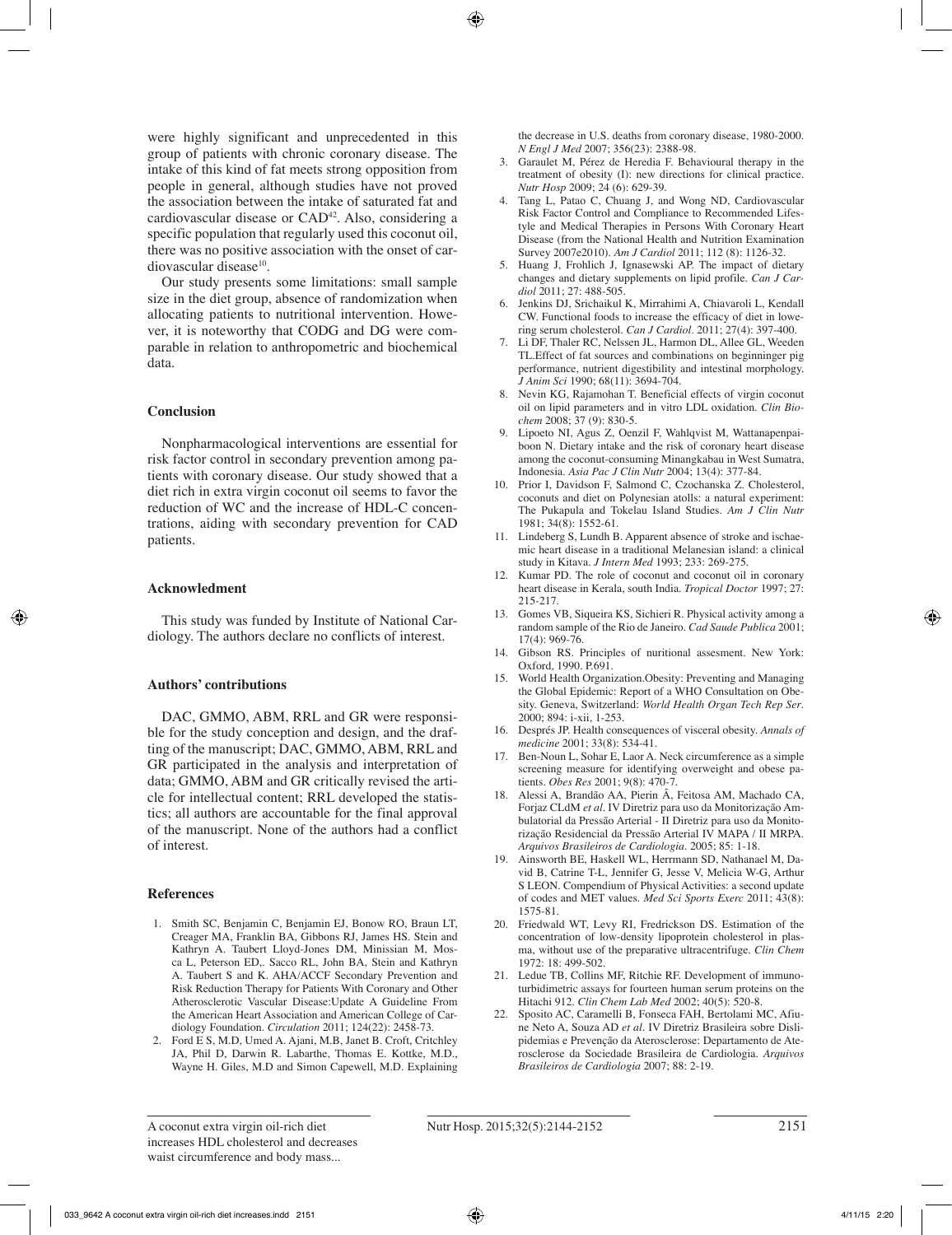were highly significant and unprecedented in this group of patients with chronic coronary disease. The intake of this kind of fat meets strong opposition from people in general, although studies have not proved the association between the intake of saturated fat and cardiovascular disease or CAD[42]. Also, considering a specific population that regularly used this coconut oil, there was no positive association with the onset of cardiovascular disease[10].

Our study presents some limitations: small sample size in the diet group, absence of randomization when allocating patients to nutritional intervention. However, it is noteworthy that CODG and DG were comparable in relation to anthropometric and biochemical data.

## Conclusion

Nonpharmacological interventions are essential for risk factor control in secondary prevention among patients with coronary disease. Our study showed that a diet rich in extra virgin coconut oil seems to favor the reduction of WC and the increase of HDL-C concentrations, aiding with secondary prevention for CAD patients.

## Acknowledment

This study was funded by Institute of National Cardiology. The authors declare no conflicts of interest.

## Authors' contributions

DAC, GMMO, ABM, RRL and GR were responsible for the study conception and design, and the drafting of the manuscript; DAC, GMMO, ABM, RRL and GR participated in the analysis and interpretation of data; GMMO, ABM and GR critically revised the article for intellectual content; RRL developed the statistics; all authors are accountable for the final approval of the manuscript. None of the authors had a conflict of interest.

## References

1. Smith SC, Benjamin C, Benjamin EJ, Bonow RO, Braun LT, Creager MA, Franklin BA, Gibbons RJ, James HS. Stein and Kathryn A. Taubert Lloyd-Jones DM, Minissian M, Mosca L, Peterson ED,. Sacco RL, John BA, Stein and Kathryn A. Taubert S and K. AHA/ACCF Secondary Prevention and Risk Reduction Therapy for Patients With Coronary and Other Atherosclerotic Vascular Disease:Update A Guideline From the American Heart Association and American College of Cardiology Foundation. *Circulation* 2011; 124(22): 2458-73.
2. Ford E S, M.D, Umed A. Ajani, M.B, Janet B. Croft, Critchley JA, Phil D, Darwin R. Labarthe, Thomas E. Kottke, M.D., Wayne H. Giles, M.D and Simon Capewell, M.D. Explaining the decrease in U.S. deaths from coronary disease, 1980-2000. *N Engl J Med* 2007; 356(23): 2388-98.
3. Garaulet M, Pérez de Heredia F. Behavioural therapy in the treatment of obesity (I): new directions for clinical practice. *Nutr Hosp* 2009; 24 (6): 629-39.
4. Tang L, Patao C, Chuang J, and Wong ND, Cardiovascular Risk Factor Control and Compliance to Recommended Lifestyle and Medical Therapies in Persons With Coronary Heart Disease (from the National Health and Nutrition Examination Survey 2007e2010). *Am J Cardiol* 2011; 112 (8): 1126-32.
5. Huang J, Frohlich J, Ignasewski AP. The impact of dietary changes and dietary supplements on lipid profile. *Can J Cardiol* 2011; 27: 488-505.
6. Jenkins DJ, Srichaikul K, Mirrahimi A, Chiavaroli L, Kendall CW. Functional foods to increase the efficacy of diet in lowering serum cholesterol. *Can J Cardiol*. 2011; 27(4): 397-400.
7. Li DF, Thaler RC, Nelssen JL, Harmon DL, Allee GL, Weeden TL.Effect of fat sources and combinations on beginninger pig performance, nutrient digestibility and intestinal morphology. *J Anim Sci* 1990; 68(11): 3694-704.
8. Nevin KG, Rajamohan T. Beneficial effects of virgin coconut oil on lipid parameters and in vitro LDL oxidation. *Clin Biochem* 2008; 37 (9): 830-5.
9. Lipoeto NI, Agus Z, Oenzil F, Wahlqvist M, Wattanapenpaiboon N. Dietary intake and the risk of coronary heart disease among the coconut-consuming Minangkabau in West Sumatra, Indonesia. *Asia Pac J Clin Nutr* 2004; 13(4): 377-84.
10. Prior I, Davidson F, Salmond C, Czochanska Z. Cholesterol, coconuts and diet on Polynesian atolls: a natural experiment: The Pukapula and Tokelau Island Studies. *Am J Clin Nutr* 1981; 34(8): 1552-61.
11. Lindeberg S, Lundh B. Apparent absence of stroke and ischaemic heart disease in a traditional Melanesian island: a clinical study in Kitava. *J Intern Med* 1993; 233: 269-275.
12. Kumar PD. The role of coconut and coconut oil in coronary heart disease in Kerala, south India. *Tropical Doctor* 1997; 27: 215-217.
13. Gomes VB, Siqueira KS, Sichieri R. Physical activity among a random sample of the Rio de Janeiro. *Cad Saude Publica* 2001; 17(4): 969-76.
14. Gibson RS. Principles of nuritional assesment. New York: Oxford, 1990. P.691.
15. World Health Organization.Obesity: Preventing and Managing the Global Epidemic: Report of a WHO Consultation on Obesity. Geneva, Switzerland: *World Health Organ Tech Rep Ser*. 2000; 894: i-xii, 1-253.
16. Després JP. Health consequences of visceral obesity. *Annals of medicine* 2001; 33(8): 534-41.
17. Ben-Noun L, Sohar E, Laor A. Neck circumference as a simple screening measure for identifying overweight and obese patients. *Obes Res* 2001; 9(8): 470-7.
18. Alessi A, Brandão AA, Pierin Â, Feitosa AM, Machado CA, Forjaz CLdM *et al*. IV Diretriz para uso da Monitorização Ambulatorial da Pressão Arterial - II Diretriz para uso da Monitorização Residencial da Pressão Arterial IV MAPA / II MRPA. *Arquivos Brasileiros de Cardiologia*. 2005; 85: 1-18.
19. Ainsworth BE, Haskell WL, Herrmann SD, Nathanael M, David B, Catrine T-L, Jennifer G, Jesse V, Melicia W-G, Arthur S LEON. Compendium of Physical Activities: a second update of codes and MET values. *Med Sci Sports Exerc* 2011; 43(8): 1575-81.
20. Friedwald WT, Levy RI, Fredrickson DS. Estimation of the concentration of low-density lipoprotein cholesterol in plasma, without use of the preparative ultracentrifuge. *Clin Chem* 1972: 18: 499-502.
21. Ledue TB, Collins MF, Ritchie RF. Development of immunoturbidimetric assays for fourteen human serum proteins on the Hitachi 912. *Clin Chem Lab Med* 2002; 40(5): 520-8.
22. Sposito AC, Caramelli B, Fonseca FAH, Bertolami MC, Afiune Neto A, Souza AD *et al*. IV Diretriz Brasileira sobre Dislipidemias e Prevenção da Aterosclerose: Departamento de Aterosclerose da Sociedade Brasileira de Cardiologia. *Arquivos Brasileiros de Cardiologia* 2007; 88: 2-19.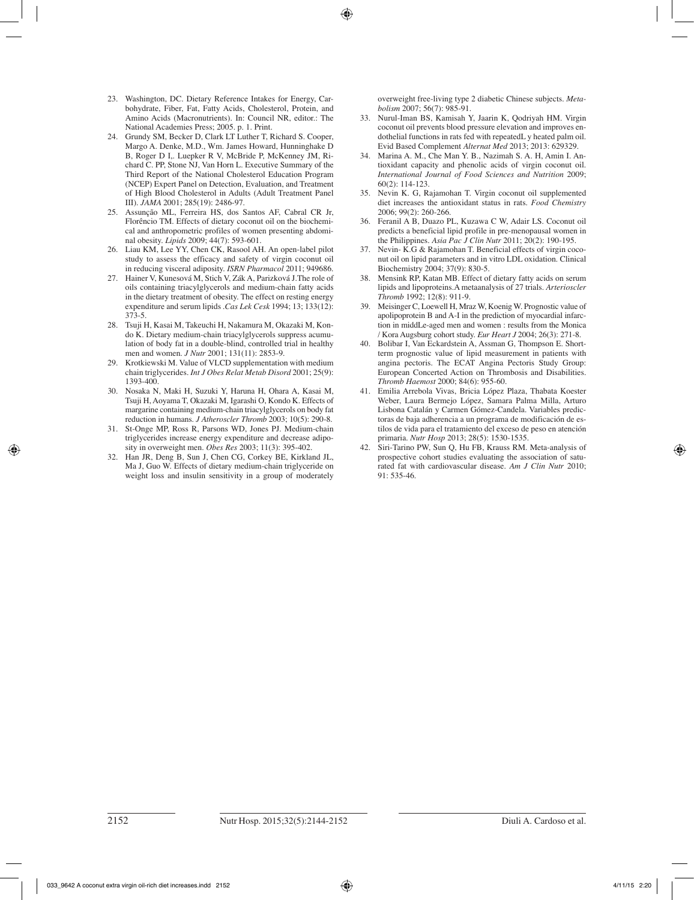23. Washington, DC. Dietary Reference Intakes for Energy, Carbohydrate, Fiber, Fat, Fatty Acids, Cholesterol, Protein, and Amino Acids (Macronutrients). In: Council NR, editor.: The National Academies Press; 2005. p. 1. Print.
24. Grundy SM, Becker D, Clark LT Luther T, Richard S. Cooper, Margo A. Denke, M.D., Wm. James Howard, Hunninghake D B, Roger D I,. Luepker R V, McBride P, McKenney JM, Richard C. PP, Stone NJ, Van Horn L. Executive Summary of the Third Report of the National Cholesterol Education Program (NCEP) Expert Panel on Detection, Evaluation, and Treatment of High Blood Cholesterol in Adults (Adult Treatment Panel III). *JAMA* 2001; 285(19): 2486-97.
25. Assunção ML, Ferreira HS, dos Santos AF, Cabral CR Jr, Florêncio TM. Effects of dietary coconut oil on the biochemical and anthropometric profiles of women presenting abdominal obesity. *Lipids* 2009; 44(7): 593-601.
26. Liau KM, Lee YY, Chen CK, Rasool AH. An open-label pilot study to assess the efficacy and safety of virgin coconut oil in reducing visceral adiposity. *ISRN Pharmacol* 2011; 949686.
27. Hainer V, Kunesová M, Stich V, Zák A, Parizková J.The role of oils containing triacylglycerols and medium-chain fatty acids in the dietary treatment of obesity. The effect on resting energy expenditure and serum lipids .*Cas Lek Cesk* 1994; 13; 133(12): 373-5.
28. Tsuji H, Kasai M, Takeuchi H, Nakamura M, Okazaki M, Kondo K. Dietary medium-chain triacylglycerols suppress acumulation of body fat in a double-blind, controlled trial in healthy men and women. *J Nutr* 2001; 131(11): 2853-9.
29. Krotkiewski M. Value of VLCD supplementation with medium chain triglycerides. *Int J Obes Relat Metab Disord* 2001; 25(9): 1393-400.
30. Nosaka N, Maki H, Suzuki Y, Haruna H, Ohara A, Kasai M, Tsuji H, Aoyama T, Okazaki M, Igarashi O, Kondo K. Effects of margarine containing medium-chain triacylglycerols on body fat reduction in humans. *J Atheroscler Thromb* 2003; 10(5): 290-8.
31. St-Onge MP, Ross R, Parsons WD, Jones PJ. Medium-chain triglycerides increase energy expenditure and decrease adiposity in overweight men. *Obes Res* 2003; 11(3): 395-402.
32. Han JR, Deng B, Sun J, Chen CG, Corkey BE, Kirkland JL, Ma J, Guo W. Effects of dietary medium-chain triglyceride on weight loss and insulin sensitivity in a group of moderately overweight free-living type 2 diabetic Chinese subjects. *Metabolism* 2007; 56(7): 985-91.
33. Nurul-Iman BS, Kamisah Y, Jaarin K, Qodriyah HM. Virgin coconut oil prevents blood pressure elevation and improves endothelial functions in rats fed with repeatedL y heated palm oil. Evid Based Complement *Alternat Med* 2013; 2013: 629329.
34. Marina A. M., Che Man Y. B., Nazimah S. A. H, Amin I. Antioxidant capacity and phenolic acids of virgin coconut oil. *International Journal of Food Sciences and Nutrition* 2009; 60(2): 114-123.
35. Nevin K. G, Rajamohan T. Virgin coconut oil supplemented diet increases the antioxidant status in rats. *Food Chemistry* 2006; 99(2): 260-266.
36. Feranil A B, Duazo PL, Kuzawa C W, Adair LS. Coconut oil predicts a beneficial lipid profile in pre-menopausal women in the Philippines. *Asia Pac J Clin Nutr* 2011; 20(2): 190-195.
37. Nevin- K.G & Rajamohan T. Beneficial effects of virgin coconut oil on lipid parameters and in vitro LDL oxidation. Clinical Biochemistry 2004; 37(9): 830-5.
38. Mensink RP, Katan MB. Effect of dietary fatty acids on serum lipids and lipoproteins.A metaanalysis of 27 trials. *Arterioscler Thromb* 1992; 12(8): 911-9.
39. Meisinger C, Loewell H, Mraz W, Koenig W. Prognostic value of apolipoprotein B and A-I in the prediction of myocardial infarction in middLe-aged men and women : results from the Monica / Kora Augsburg cohort study. *Eur Heart J* 2004; 26(3): 271-8.
40. Bolibar I, Van Eckardstein A, Assman G, Thompson E. Short-term prognostic value of lipid measurement in patients with angina pectoris. The ECAT Angina Pectoris Study Group: European Concerted Action on Thrombosis and Disabilities. *Thromb Haemost* 2000; 84(6): 955-60.
41. Emilia Arrebola Vivas, Bricia López Plaza, Thabata Koester Weber, Laura Bermejo López, Samara Palma Milla, Arturo Lisbona Catalán y Carmen Gómez-Candela. Variables predictoras de baja adherencia a un programa de modificación de estilos de vida para el tratamiento del exceso de peso en atención primaria. *Nutr Hosp* 2013; 28(5): 1530-1535.
42. Siri-Tarino PW, Sun Q, Hu FB, Krauss RM. Meta-analysis of prospective cohort studies evaluating the association of saturated fat with cardiovascular disease. *Am J Clin Nutr* 2010; 91: 535-46.